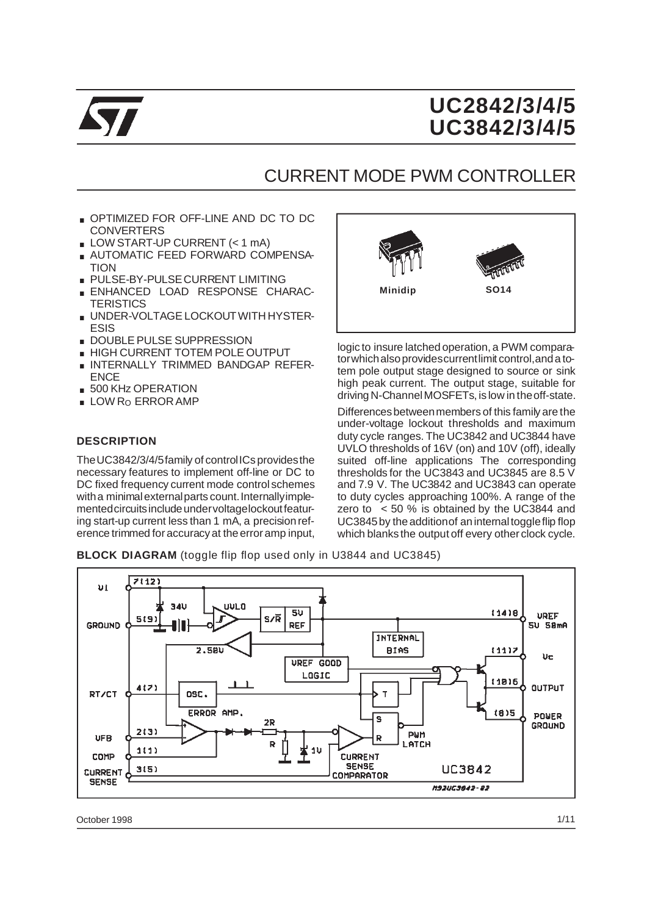# UC2842/3/4/5
# UC3842/3/4/5

## CURRENT MODE PWM CONTROLLER

- OPTIMIZED FOR OFF-LINE AND DC TO DC CONVERTERS
- LOW START-UP CURRENT (< 1 mA)
- AUTOMATIC FEED FORWARD COMPENSATION
- PULSE-BY-PULSE CURRENT LIMITING
- ENHANCED LOAD RESPONSE CHARACTERISTICS
- UNDER-VOLTAGE LOCKOUT WITH HYSTERESIS
- DOUBLE PULSE SUPPRESSION
- HIGH CURRENT TOTEM POLE OUTPUT
- INTERNALLY TRIMMED BANDGAP REFERENCE
- 500 KHz OPERATION
- LOW $R_O$ ERROR AMP

Minidip SO14

### DESCRIPTION

The UC3842/3/4/5 family of control ICs provides the necessary features to implement off-line or DC to DC fixed frequency current mode control schemes with a minimal external parts count. Internally implemented circuits include undervoltage lockout featuring start-up current less than 1 mA, a precision reference trimmed for accuracy at the error amp input, logic to insure latched operation, a PWM comparator which also provides current limit control, and a totem pole output stage designed to source or sink high peak current. The output stage, suitable for driving N-Channel MOSFETs, is low in the off-state.

Differences between members of this family are the under-voltage lockout thresholds and maximum duty cycle ranges. The UC3842 and UC3844 have UVLO thresholds of 16V (on) and 10V (off), ideally suited off-line applications The corresponding thresholds for the UC3843 and UC3845 are 8.5 V and 7.9 V. The UC3842 and UC3843 can operate to duty cycles approaching 100%. A range of the zero to < 50 % is obtained by the UC3844 and UC3845 by the addition of an internal toggle flip flop which blanks the output off every other clock cycle.

**BLOCK DIAGRAM** (toggle flip flop used only in U3844 and UC3845)

VI 7(12) · GROUND 5(9) · 34V · UVLO · S/R̄ · 5V REF · (14)8 VREF 5V 50mA · INTERNAL BIAS · 2.50V · VREF GOOD LOGIC · (11)7 Vc · RT/CT 4(7) · OSC. · T · (10)6 OUTPUT · ERROR AMP. · 2R · S · (8)5 POWER GROUND · VFB 2(3) · R · 1V · R · PWM LATCH · COMP 1(1) · CURRENT SENSE COMPARATOR · CURRENT SENSE 3(5) · UC3842 · M92UC3842-02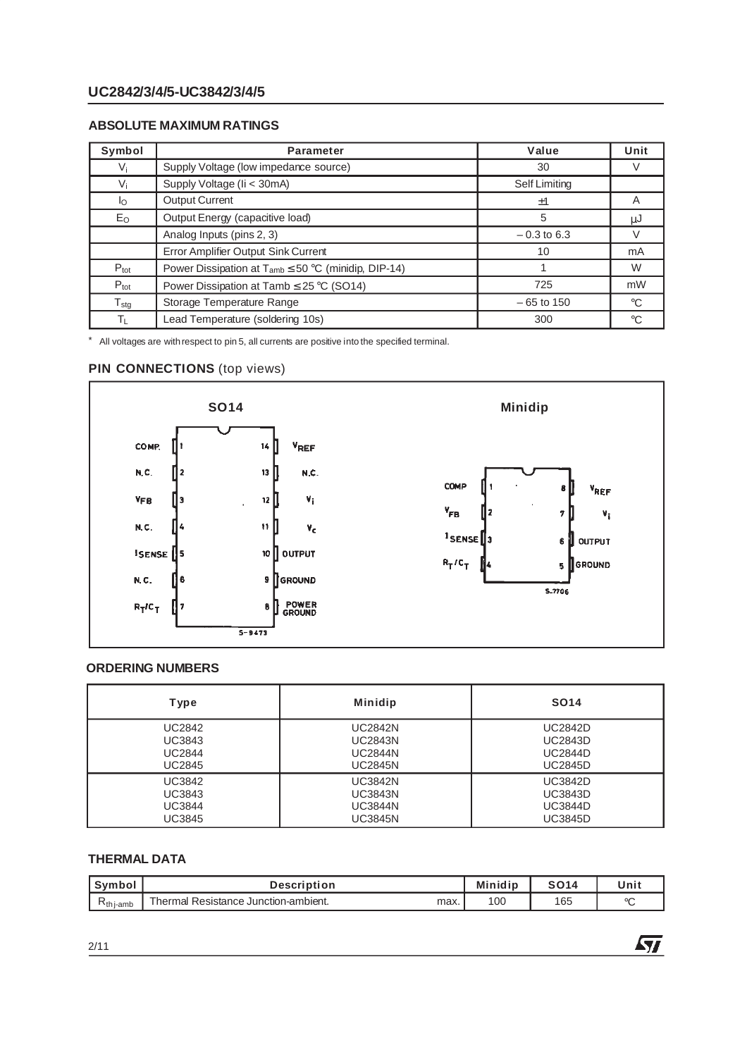## ABSOLUTE MAXIMUM RATINGS

| Symbol | Parameter | Value | Unit |
|---|---|---|---|
| $V_i$ | Supply Voltage (low impedance source) | 30 | V |
| $V_i$ | Supply Voltage (Ii < 30mA) | Self Limiting | |
| $I_O$ | Output Current | ±1 | A |
| $E_O$ | Output Energy (capacitive load) | 5 | μJ |
| | Analog Inputs (pins 2, 3) | – 0.3 to 6.3 | V |
| | Error Amplifier Output Sink Current | 10 | mA |
| $P_{tot}$ | Power Dissipation at $T_{amb} \leq 50$ °C (minidip, DIP-14) | 1 | W |
| $P_{tot}$ | Power Dissipation at Tamb ≤ 25 °C (SO14) | 725 | mW |
| $T_{stg}$ | Storage Temperature Range | – 65 to 150 | °C |
| $T_L$ | Lead Temperature (soldering 10s) | 300 | °C |

\* All voltages are with respect to pin 5, all currents are positive into the specified terminal.

## PIN CONNECTIONS (top views)

**SO14**

| Pin | Name | Pin | Name |
|---|---|---|---|
| 1 | COMP. | 14 | $V_{REF}$ |
| 2 | N.C. | 13 | N.C. |
| 3 | $V_{FB}$ | 12 | $V_i$ |
| 4 | N.C. | 11 | $V_c$ |
| 5 | $I_{SENSE}$ | 10 | OUTPUT |
| 6 | N.C. | 9 | GROUND |
| 7 | $R_T/C_T$ | 8 | POWER GROUND |

5-9473

**Minidip**

| Pin | Name | Pin | Name |
|---|---|---|---|
| 1 | COMP | 8 | $V_{REF}$ |
| 2 | $V_{FB}$ | 7 | $V_i$ |
| 3 | $I_{SENSE}$ | 6 | OUTPUT |
| 4 | $R_T/C_T$ | 5 | GROUND |

S-7706

## ORDERING NUMBERS

| Type | Minidip | SO14 |
|---|---|---|
| UC2842<br>UC3843<br>UC2844<br>UC2845 | UC2842N<br>UC2843N<br>UC2844N<br>UC2845N | UC2842D<br>UC2843D<br>UC2844D<br>UC2845D |
| UC3842<br>UC3843<br>UC3844<br>UC3845 | UC3842N<br>UC3843N<br>UC3844N<br>UC3845N | UC3842D<br>UC3843D<br>UC3844D<br>UC3845D |

## THERMAL DATA

| Symbol | Description | | Minidip | SO14 | Unit |
|---|---|---|---|---|---|
| $R_{th\,j\text{-}amb}$ | Thermal Resistance Junction-ambient. | max. | 100 | 165 | °C |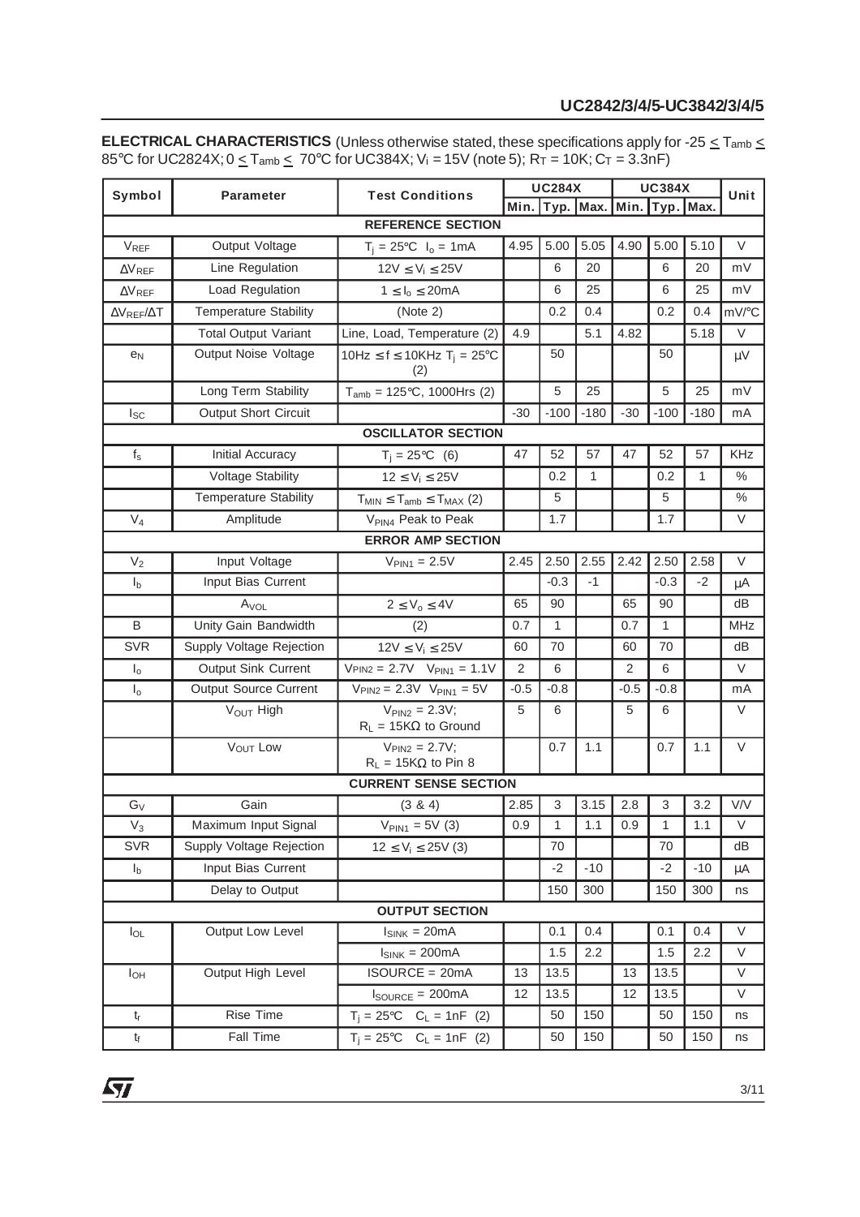**ELECTRICAL CHARACTERISTICS** (Unless otherwise stated, these specifications apply for -25 ≤ $T_{amb}$ ≤ 85°C for UC2824X; 0 ≤ $T_{amb}$ ≤ 70°C for UC384X; $V_i$ = 15V (note 5); $R_T$ = 10K; $C_T$ = 3.3nF)

| Symbol | Parameter | Test Conditions | UC284X | | | UC384X | | | Unit |
|---|---|---|---|---|---|---|---|---|---|
| | | | Min. | Typ. | Max. | Min. | Typ. | Max. | |
| **REFERENCE SECTION** | | | | | | | | | |
| $V_{REF}$ | Output Voltage | $T_j$ = 25°C $I_o$ = 1mA | 4.95 | 5.00 | 5.05 | 4.90 | 5.00 | 5.10 | V |
| $\Delta V_{REF}$ | Line Regulation | 12V ≤ $V_i$ ≤ 25V | | 6 | 20 | | 6 | 20 | mV |
| $\Delta V_{REF}$ | Load Regulation | 1 ≤ $I_o$ ≤ 20mA | | 6 | 25 | | 6 | 25 | mV |
| $\Delta V_{REF}/\Delta T$ | Temperature Stability | (Note 2) | | 0.2 | 0.4 | | 0.2 | 0.4 | mV/°C |
| | Total Output Variant | Line, Load, Temperature (2) | 4.9 | | 5.1 | 4.82 | | 5.18 | V |
| $e_N$ | Output Noise Voltage | 10Hz ≤ f ≤ 10KHz $T_j$ = 25°C (2) | | 50 | | | 50 | | µV |
| | Long Term Stability | $T_{amb}$ = 125°C, 1000Hrs (2) | | 5 | 25 | | 5 | 25 | mV |
| $I_{SC}$ | Output Short Circuit | | -30 | -100 | -180 | -30 | -100 | -180 | mA |
| **OSCILLATOR SECTION** | | | | | | | | | |
| $f_s$ | Initial Accuracy | $T_j$ = 25°C (6) | 47 | 52 | 57 | 47 | 52 | 57 | KHz |
| | Voltage Stability | 12 ≤ $V_i$ ≤ 25V | | 0.2 | 1 | | 0.2 | 1 | % |
| | Temperature Stability | $T_{MIN}$ ≤ $T_{amb}$ ≤ $T_{MAX}$ (2) | | 5 | | | 5 | | % |
| $V_4$ | Amplitude | $V_{PIN4}$ Peak to Peak | | 1.7 | | | 1.7 | | V |
| **ERROR AMP SECTION** | | | | | | | | | |
| $V_2$ | Input Voltage | $V_{PIN1}$ = 2.5V | 2.45 | 2.50 | 2.55 | 2.42 | 2.50 | 2.58 | V |
| $I_b$ | Input Bias Current | | | -0.3 | -1 | | -0.3 | -2 | µA |
| | $A_{VOL}$ | 2 ≤ $V_o$ ≤ 4V | 65 | 90 | | 65 | 90 | | dB |
| B | Unity Gain Bandwidth | (2) | 0.7 | 1 | | 0.7 | 1 | | MHz |
| SVR | Supply Voltage Rejection | 12V ≤ $V_i$ ≤ 25V | 60 | 70 | | 60 | 70 | | dB |
| $I_o$ | Output Sink Current | $V_{PIN2}$ = 2.7V $V_{PIN1}$ = 1.1V | 2 | 6 | | 2 | 6 | | V |
| $I_o$ | Output Source Current | $V_{PIN2}$ = 2.3V $V_{PIN1}$ = 5V | -0.5 | -0.8 | | -0.5 | -0.8 | | mA |
| | $V_{OUT}$ High | $V_{PIN2}$ = 2.3V; $R_L$ = 15KΩ to Ground | 5 | 6 | | 5 | 6 | | V |
| | $V_{OUT}$ Low | $V_{PIN2}$ = 2.7V; $R_L$ = 15KΩ to Pin 8 | | 0.7 | 1.1 | | 0.7 | 1.1 | V |
| **CURRENT SENSE SECTION** | | | | | | | | | |
| $G_V$ | Gain | (3 & 4) | 2.85 | 3 | 3.15 | 2.8 | 3 | 3.2 | V/V |
| $V_3$ | Maximum Input Signal | $V_{PIN1}$ = 5V (3) | 0.9 | 1 | 1.1 | 0.9 | 1 | 1.1 | V |
| SVR | Supply Voltage Rejection | 12 ≤ $V_i$ ≤ 25V (3) | | 70 | | | 70 | | dB |
| $I_b$ | Input Bias Current | | | -2 | -10 | | -2 | -10 | µA |
| | Delay to Output | | | 150 | 300 | | 150 | 300 | ns |
| **OUTPUT SECTION** | | | | | | | | | |
| $I_{OL}$ | Output Low Level | $I_{SINK}$ = 20mA | | 0.1 | 0.4 | | 0.1 | 0.4 | V |
| | | $I_{SINK}$ = 200mA | | 1.5 | 2.2 | | 1.5 | 2.2 | V |
| $I_{OH}$ | Output High Level | ISOURCE = 20mA | 13 | 13.5 | | 13 | 13.5 | | V |
| | | $I_{SOURCE}$ = 200mA | 12 | 13.5 | | 12 | 13.5 | | V |
| $t_r$ | Rise Time | $T_j$ = 25°C $C_L$ = 1nF (2) | | 50 | 150 | | 50 | 150 | ns |
| $t_f$ | Fall Time | $T_j$ = 25°C $C_L$ = 1nF (2) | | 50 | 150 | | 50 | 150 | ns |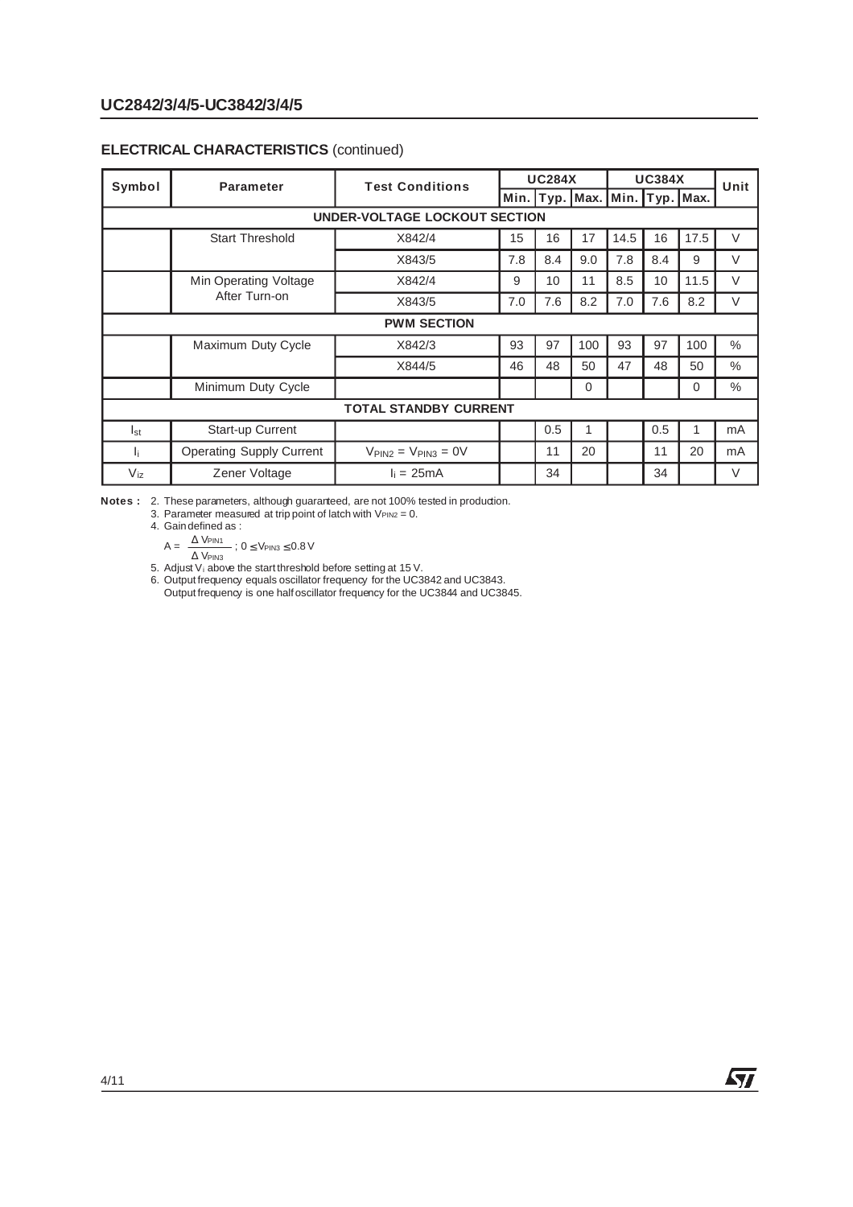## ELECTRICAL CHARACTERISTICS (continued)

| Symbol | Parameter | Test Conditions | UC284X | | | UC384X | | | Unit |
|---|---|---|---|---|---|---|---|---|---|
| | | | Min. | Typ. | Max. | Min. | Typ. | Max. | |
| **UNDER-VOLTAGE LOCKOUT SECTION** | | | | | | | | | |
| | Start Threshold | X842/4 | 15 | 16 | 17 | 14.5 | 16 | 17.5 | V |
| | | X843/5 | 7.8 | 8.4 | 9.0 | 7.8 | 8.4 | 9 | V |
| | Min Operating Voltage After Turn-on | X842/4 | 9 | 10 | 11 | 8.5 | 10 | 11.5 | V |
| | | X843/5 | 7.0 | 7.6 | 8.2 | 7.0 | 7.6 | 8.2 | V |
| **PWM SECTION** | | | | | | | | | |
| | Maximum Duty Cycle | X842/3 | 93 | 97 | 100 | 93 | 97 | 100 | % |
| | | X844/5 | 46 | 48 | 50 | 47 | 48 | 50 | % |
| | Minimum Duty Cycle | | | | 0 | | | 0 | % |
| **TOTAL STANDBY CURRENT** | | | | | | | | | |
| $I_{st}$ | Start-up Current | | | 0.5 | 1 | | 0.5 | 1 | mA |
| $I_i$ | Operating Supply Current | $V_{PIN2} = V_{PIN3} = 0V$ | | 11 | 20 | | 11 | 20 | mA |
| $V_{iz}$ | Zener Voltage | $I_i = 25mA$ | | 34 | | | 34 | | V |

**Notes :** 2. These parameters, although guaranteed, are not 100% tested in production.
3. Parameter measured at trip point of latch with $V_{PIN2} = 0$.
4. Gain defined as :

$$A = \frac{\Delta V_{PIN1}}{\Delta V_{PIN3}} \ ; \ 0 \leq V_{PIN3} \leq 0.8\,V$$

5. Adjust $V_i$ above the start threshold before setting at 15 V.
6. Output frequency equals oscillator frequency for the UC3842 and UC3843.
Output frequency is one half oscillator frequency for the UC3844 and UC3845.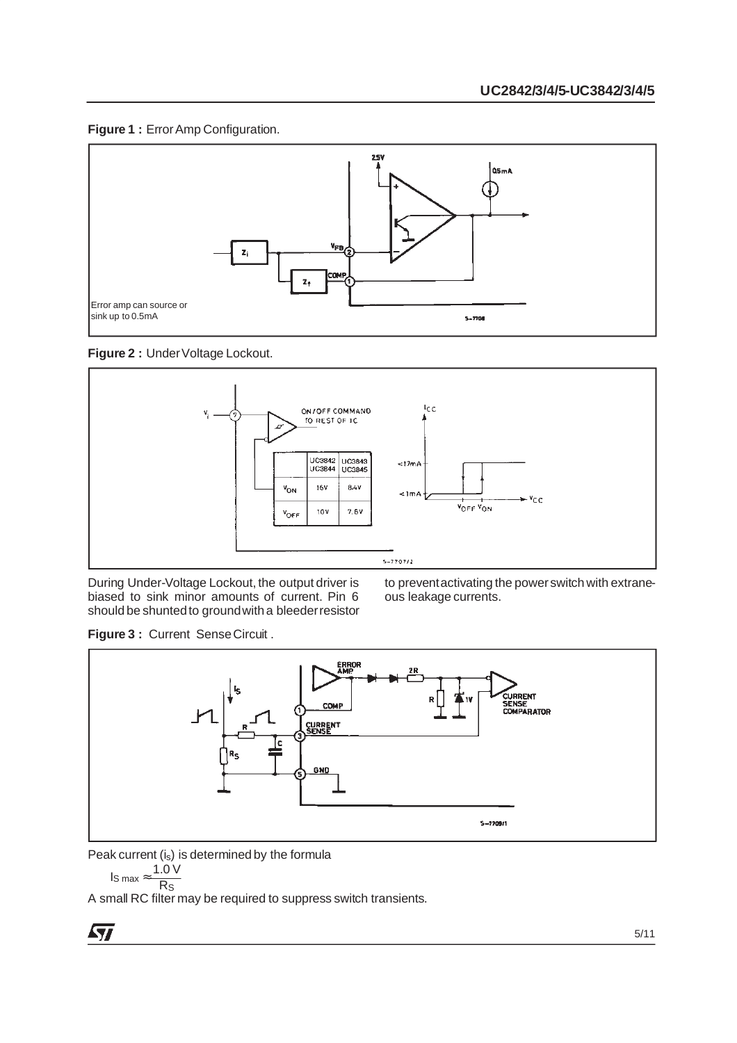**Figure 1 :** Error Amp Configuration.

Error amp can source or sink up to 0.5mA

**Figure 2 :** Under Voltage Lockout.

|  | UC3842 UC3844 | UC3843 UC3845 |
|---|---|---|
| $V_{ON}$ | 16V | 8.4V |
| $V_{OFF}$ | 10V | 7.6V |

During Under-Voltage Lockout, the output driver is biased to sink minor amounts of current. Pin 6 should be shunted to ground with a bleeder resistor to prevent activating the power switch with extraneous leakage currents.

**Figure 3 :** Current Sense Circuit .

Peak current ($i_s$) is determined by the formula

$$I_{S\ max} \approx \frac{1.0\ V}{R_S}$$

A small RC filter may be required to suppress switch transients.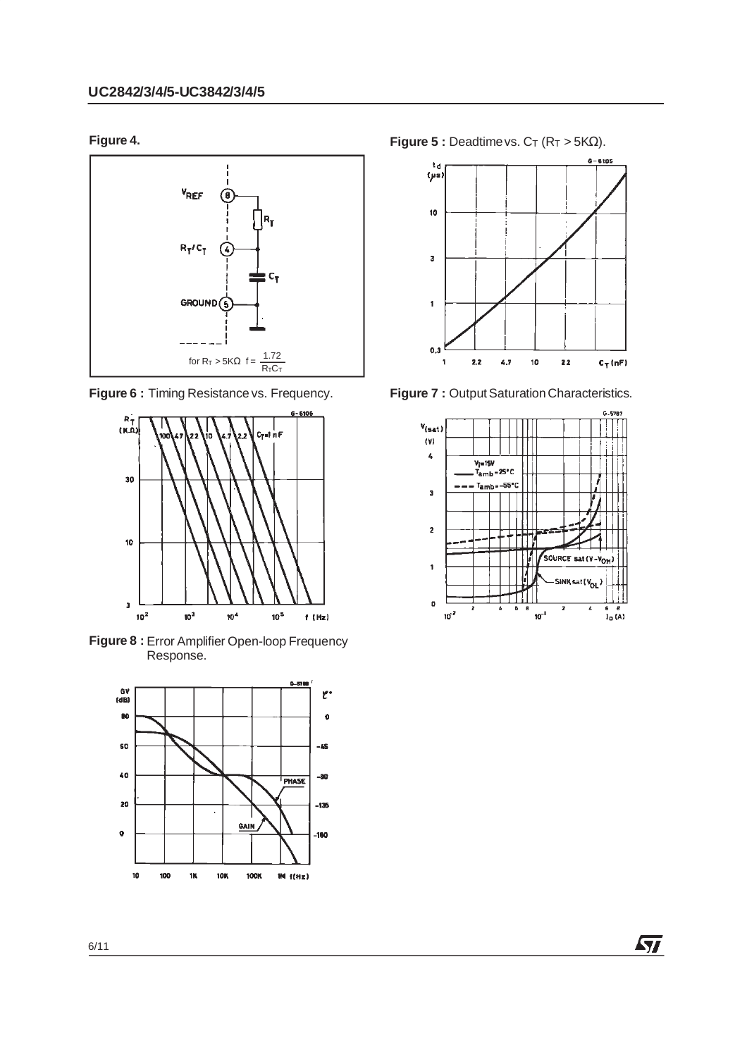**Figure 4.**

for $R_T > 5K\Omega$ $f = \frac{1.72}{R_T C_T}$

**Figure 5 :** Deadtime vs. $C_T$ ($R_T > 5K\Omega$).

**Figure 6 :** Timing Resistance vs. Frequency.

**Figure 7 :** Output Saturation Characteristics.

**Figure 8 :** Error Amplifier Open-loop Frequency Response.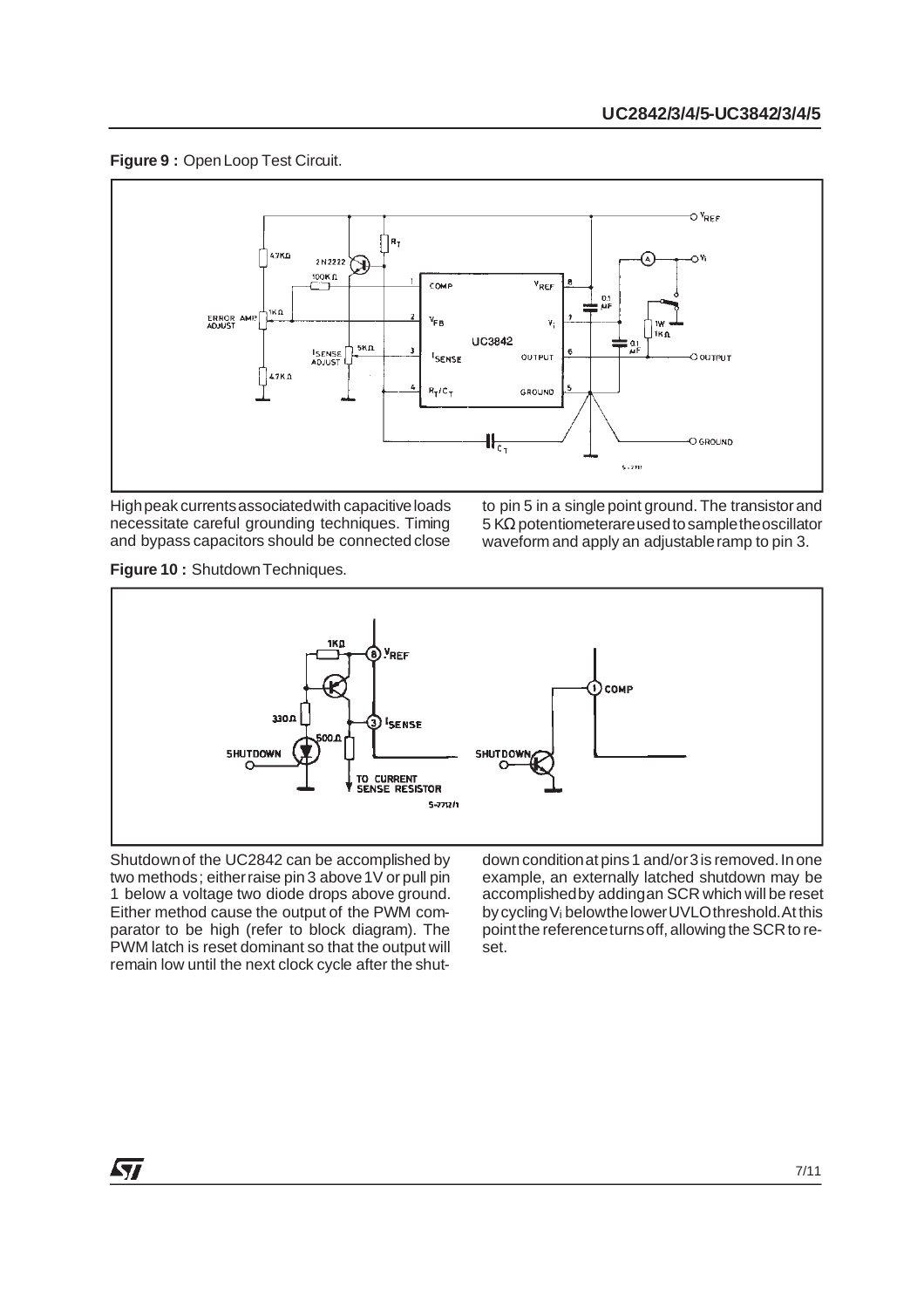**Figure 9 :** Open Loop Test Circuit.

High peak currents associated with capacitive loads necessitate careful grounding techniques. Timing and bypass capacitors should be connected close to pin 5 in a single point ground. The transistor and 5 KΩ potentiometer are used to sample the oscillator waveform and apply an adjustable ramp to pin 3.

**Figure 10 :** Shutdown Techniques.

Shutdown of the UC2842 can be accomplished by two methods; either raise pin 3 above 1V or pull pin 1 below a voltage two diode drops above ground. Either method cause the output of the PWM comparator to be high (refer to block diagram). The PWM latch is reset dominant so that the output will remain low until the next clock cycle after the shutdown condition at pins 1 and/or 3 is removed. In one example, an externally latched shutdown may be accomplished by adding an SCR which will be reset by cycling $V_i$ below the lower UVLO threshold. At this point the reference turns off, allowing the SCR to reset.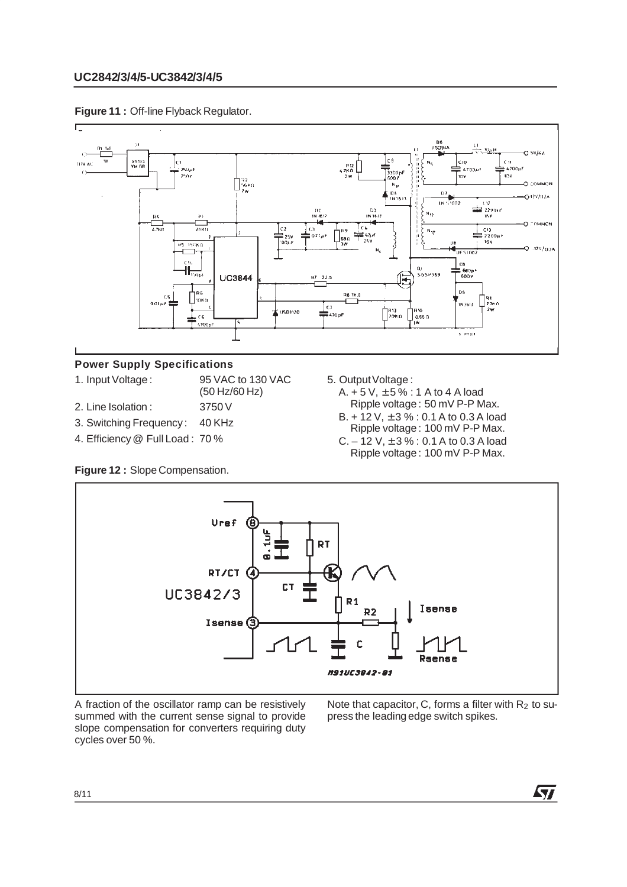**Figure 11 :** Off-line Flyback Regulator.

### Power Supply Specifications

1. Input Voltage : 95 VAC to 130 VAC (50 Hz/60 Hz)
2. Line Isolation : 3750 V
3. Switching Frequency : 40 KHz
4. Efficiency @ Full Load : 70 %
5. Output Voltage :
   - A. + 5 V, ± 5 % : 1 A to 4 A load
     Ripple voltage : 50 mV P-P Max.
   - B. + 12 V, ± 3 % : 0.1 A to 0.3 A load
     Ripple voltage : 100 mV P-P Max.
   - C. – 12 V, ± 3 % : 0.1 A to 0.3 A load
     Ripple voltage : 100 mV P-P Max.

**Figure 12 :** Slope Compensation.

A fraction of the oscillator ramp can be resistively summed with the current sense signal to provide slope compensation for converters requiring duty cycles over 50 %.

Note that capacitor, C, forms a filter with $R_2$ to supress the leading edge switch spikes.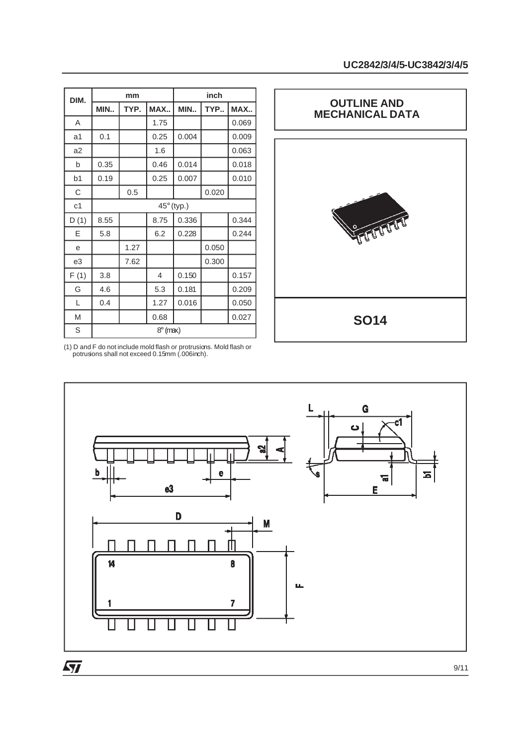| DIM. | mm | | | inch | | |
|---|---|---|---|---|---|---|
| | MIN.. | TYP. | MAX.. | MIN.. | TYP.. | MAX.. |
| A | | | 1.75 | | | 0.069 |
| a1 | 0.1 | | 0.25 | 0.004 | | 0.009 |
| a2 | | | 1.6 | | | 0.063 |
| b | 0.35 | | 0.46 | 0.014 | | 0.018 |
| b1 | 0.19 | | 0.25 | 0.007 | | 0.010 |
| C | | 0.5 | | | 0.020 | |
| c1 | 45° (typ.) | | | | | |
| D (1) | 8.55 | | 8.75 | 0.336 | | 0.344 |
| E | 5.8 | | 6.2 | 0.228 | | 0.244 |
| e | | 1.27 | | | 0.050 | |
| e3 | | 7.62 | | | 0.300 | |
| F (1) | 3.8 | | 4 | 0.150 | | 0.157 |
| G | 4.6 | | 5.3 | 0.181 | | 0.209 |
| L | 0.4 | | 1.27 | 0.016 | | 0.050 |
| M | | | 0.68 | | | 0.027 |
| S | 8° (max) | | | | | |

(1) D and F do not include mold flash or protrusions. Mold flash or potrusions shall not exceed 0.15mm (.006inch).

## OUTLINE AND MECHANICAL DATA

**SO14**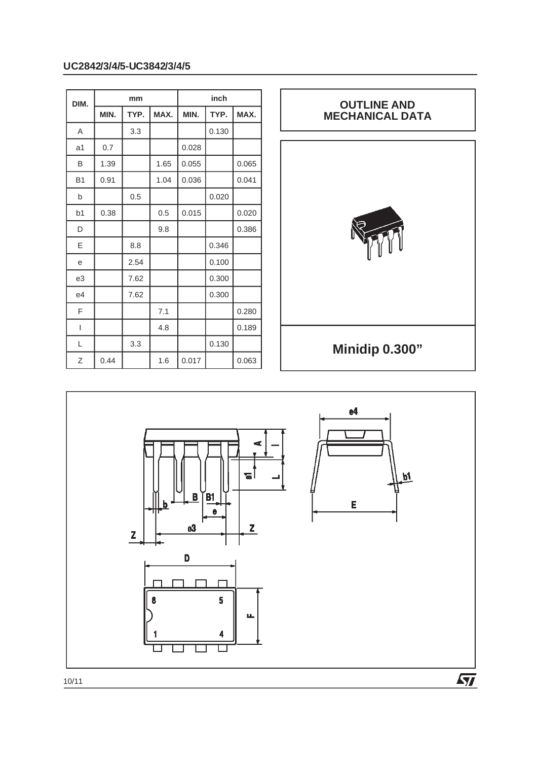| DIM. | mm | | | inch | | |
|---|---|---|---|---|---|---|
| | MIN. | TYP. | MAX. | MIN. | TYP. | MAX. |
| A | | 3.3 | | | 0.130 | |
| a1 | 0.7 | | | 0.028 | | |
| B | 1.39 | | 1.65 | 0.055 | | 0.065 |
| B1 | 0.91 | | 1.04 | 0.036 | | 0.041 |
| b | | 0.5 | | | 0.020 | |
| b1 | 0.38 | | 0.5 | 0.015 | | 0.020 |
| D | | | 9.8 | | | 0.386 |
| E | | 8.8 | | | 0.346 | |
| e | | 2.54 | | | 0.100 | |
| e3 | | 7.62 | | | 0.300 | |
| e4 | | 7.62 | | | 0.300 | |
| F | | | 7.1 | | | 0.280 |
| I | | | 4.8 | | | 0.189 |
| L | | 3.3 | | | 0.130 | |
| Z | 0.44 | | 1.6 | 0.017 | | 0.063 |

## OUTLINE AND MECHANICAL DATA

**Minidip 0.300"**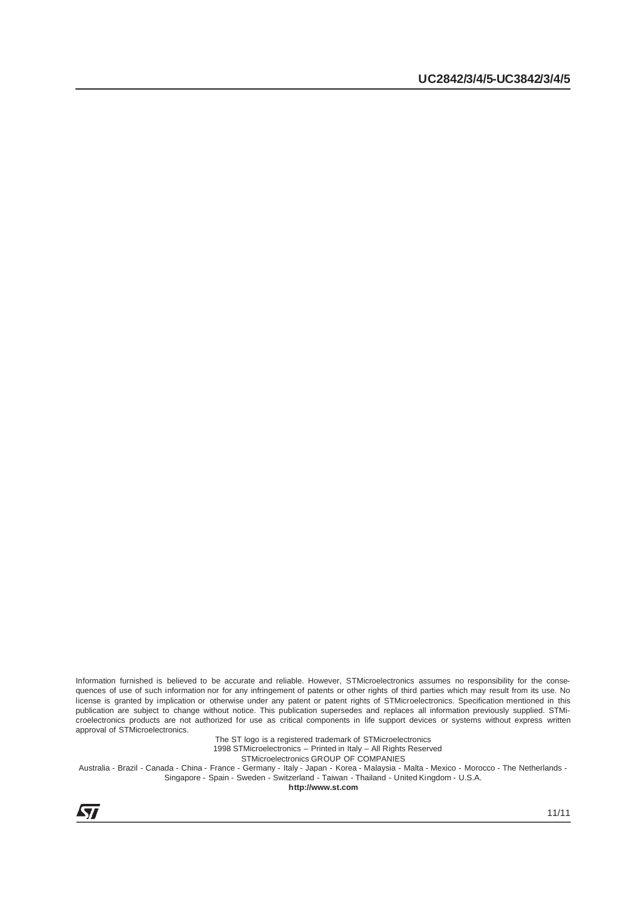Information furnished is believed to be accurate and reliable. However, STMicroelectronics assumes no responsibility for the consequences of use of such information nor for any infringement of patents or other rights of third parties which may result from its use. No license is granted by implication or otherwise under any patent or patent rights of STMicroelectronics. Specification mentioned in this publication are subject to change without notice. This publication supersedes and replaces all information previously supplied. STMicroelectronics products are not authorized for use as critical components in life support devices or systems without express written approval of STMicroelectronics.

The ST logo is a registered trademark of STMicroelectronics

1998 STMicroelectronics – Printed in Italy – All Rights Reserved

STMicroelectronics GROUP OF COMPANIES

Australia - Brazil - Canada - China - France - Germany - Italy - Japan - Korea - Malaysia - Malta - Mexico - Morocco - The Netherlands - Singapore - Spain - Sweden - Switzerland - Taiwan - Thailand - United Kingdom - U.S.A.

**http://www.st.com**